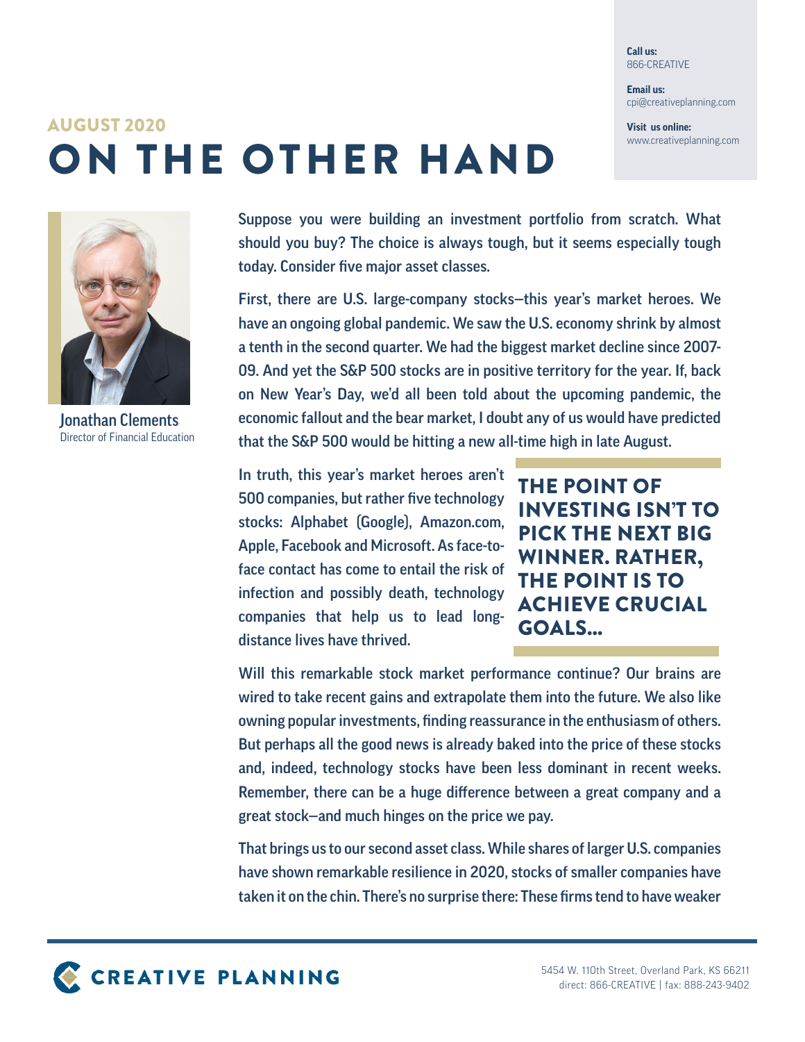Call us:
866-CREATIVE

Email us:
cpi@creativeplanning.com

Visit us online:
www.creativeplanning.com

AUGUST 2020

# ON THE OTHER HAND

**Jonathan Clements**
Director of Financial Education

Suppose you were building an investment portfolio from scratch. What should you buy? The choice is always tough, but it seems especially tough today. Consider five major asset classes.

First, there are U.S. large-company stocks—this year's market heroes. We have an ongoing global pandemic. We saw the U.S. economy shrink by almost a tenth in the second quarter. We had the biggest market decline since 2007-09. And yet the S&P 500 stocks are in positive territory for the year. If, back on New Year's Day, we'd all been told about the upcoming pandemic, the economic fallout and the bear market, I doubt any of us would have predicted that the S&P 500 would be hitting a new all-time high in late August.

In truth, this year's market heroes aren't 500 companies, but rather five technology stocks: Alphabet (Google), Amazon.com, Apple, Facebook and Microsoft. As face-to-face contact has come to entail the risk of infection and possibly death, technology companies that help us to lead long-distance lives have thrived.

> **THE POINT OF INVESTING ISN'T TO PICK THE NEXT BIG WINNER. RATHER, THE POINT IS TO ACHIEVE CRUCIAL GOALS...**

Will this remarkable stock market performance continue? Our brains are wired to take recent gains and extrapolate them into the future. We also like owning popular investments, finding reassurance in the enthusiasm of others. But perhaps all the good news is already baked into the price of these stocks and, indeed, technology stocks have been less dominant in recent weeks. Remember, there can be a huge difference between a great company and a great stock—and much hinges on the price we pay.

That brings us to our second asset class. While shares of larger U.S. companies have shown remarkable resilience in 2020, stocks of smaller companies have taken it on the chin. There's no surprise there: These firms tend to have weaker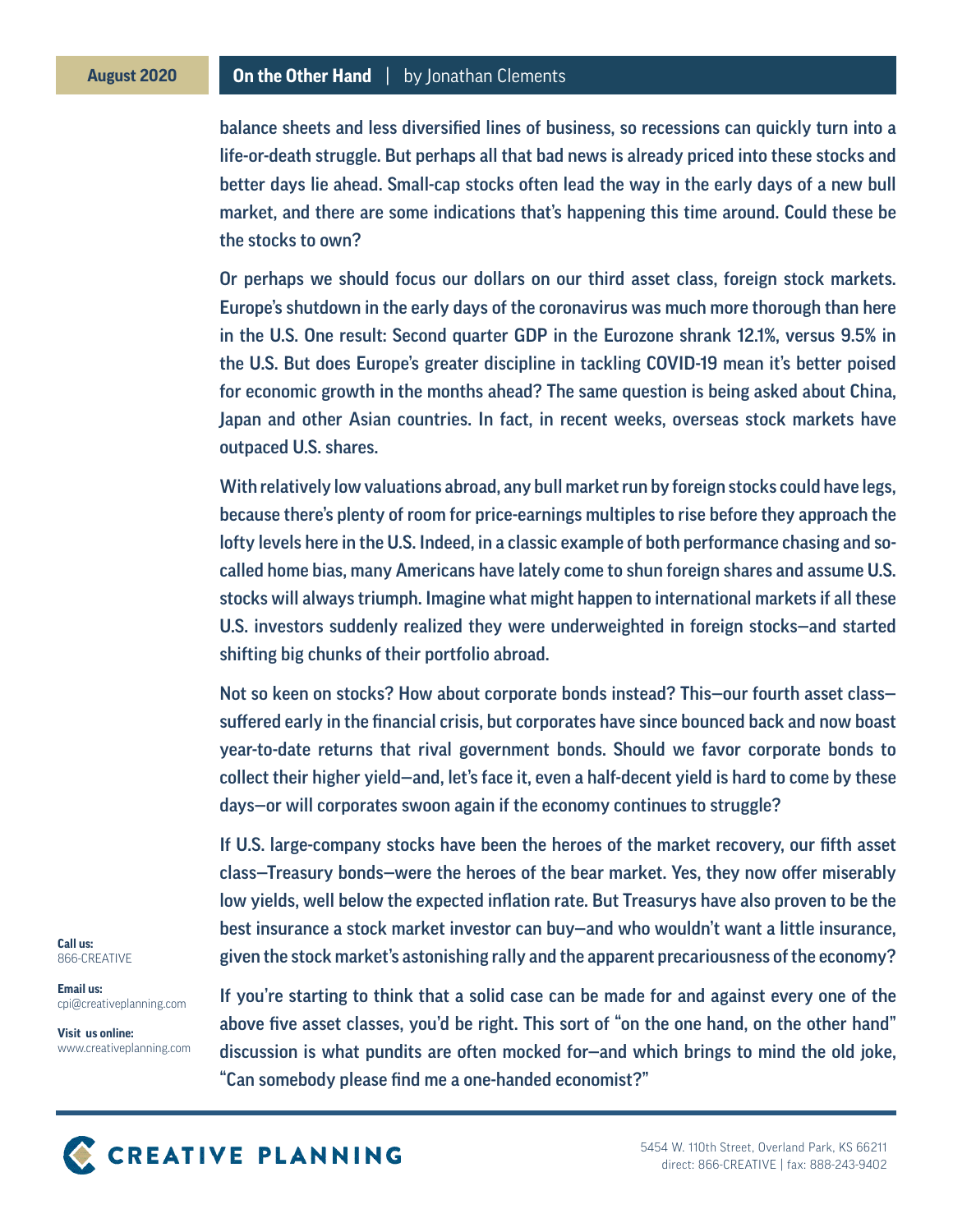balance sheets and less diversified lines of business, so recessions can quickly turn into a life-or-death struggle. But perhaps all that bad news is already priced into these stocks and better days lie ahead. Small-cap stocks often lead the way in the early days of a new bull market, and there are some indications that's happening this time around. Could these be the stocks to own?

Or perhaps we should focus our dollars on our third asset class, foreign stock markets. Europe's shutdown in the early days of the coronavirus was much more thorough than here in the U.S. One result: Second quarter GDP in the Eurozone shrank 12.1%, versus 9.5% in the U.S. But does Europe's greater discipline in tackling COVID-19 mean it's better poised for economic growth in the months ahead? The same question is being asked about China, Japan and other Asian countries. In fact, in recent weeks, overseas stock markets have outpaced U.S. shares.

With relatively low valuations abroad, any bull market run by foreign stocks could have legs, because there's plenty of room for price-earnings multiples to rise before they approach the lofty levels here in the U.S. Indeed, in a classic example of both performance chasing and so-called home bias, many Americans have lately come to shun foreign shares and assume U.S. stocks will always triumph. Imagine what might happen to international markets if all these U.S. investors suddenly realized they were underweighted in foreign stocks—and started shifting big chunks of their portfolio abroad.

Not so keen on stocks? How about corporate bonds instead? This—our fourth asset class—suffered early in the financial crisis, but corporates have since bounced back and now boast year-to-date returns that rival government bonds. Should we favor corporate bonds to collect their higher yield—and, let's face it, even a half-decent yield is hard to come by these days—or will corporates swoon again if the economy continues to struggle?

If U.S. large-company stocks have been the heroes of the market recovery, our fifth asset class—Treasury bonds—were the heroes of the bear market. Yes, they now offer miserably low yields, well below the expected inflation rate. But Treasurys have also proven to be the best insurance a stock market investor can buy—and who wouldn't want a little insurance, given the stock market's astonishing rally and the apparent precariousness of the economy?

If you're starting to think that a solid case can be made for and against every one of the above five asset classes, you'd be right. This sort of "on the one hand, on the other hand" discussion is what pundits are often mocked for—and which brings to mind the old joke, "Can somebody please find me a one-handed economist?"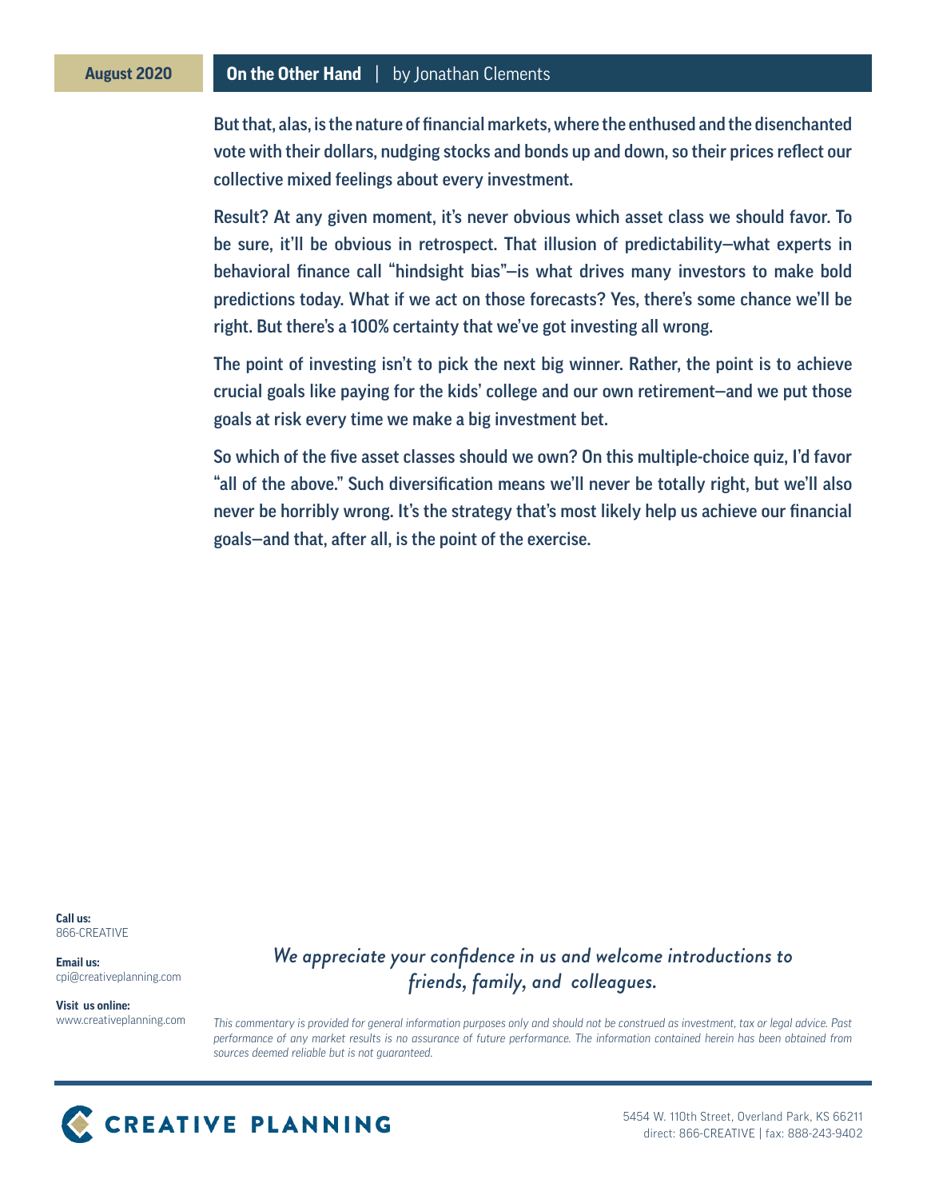But that, alas, is the nature of financial markets, where the enthused and the disenchanted vote with their dollars, nudging stocks and bonds up and down, so their prices reflect our collective mixed feelings about every investment.

Result? At any given moment, it's never obvious which asset class we should favor. To be sure, it'll be obvious in retrospect. That illusion of predictability—what experts in behavioral finance call "hindsight bias"—is what drives many investors to make bold predictions today. What if we act on those forecasts? Yes, there's some chance we'll be right. But there's a 100% certainty that we've got investing all wrong.

The point of investing isn't to pick the next big winner. Rather, the point is to achieve crucial goals like paying for the kids' college and our own retirement—and we put those goals at risk every time we make a big investment bet.

So which of the five asset classes should we own? On this multiple-choice quiz, I'd favor "all of the above." Such diversification means we'll never be totally right, but we'll also never be horribly wrong. It's the strategy that's most likely help us achieve our financial goals—and that, after all, is the point of the exercise.

**Call us:**
866-CREATIVE

**Email us:**
cpi@creativeplanning.com

**Visit us online:**
www.creativeplanning.com

*We appreciate your confidence in us and welcome introductions to friends, family, and colleagues.*

*This commentary is provided for general information purposes only and should not be construed as investment, tax or legal advice. Past performance of any market results is no assurance of future performance. The information contained herein has been obtained from sources deemed reliable but is not guaranteed.*

CREATIVE PLANNING

5454 W. 110th Street, Overland Park, KS 66211
direct: 866-CREATIVE | fax: 888-243-9402